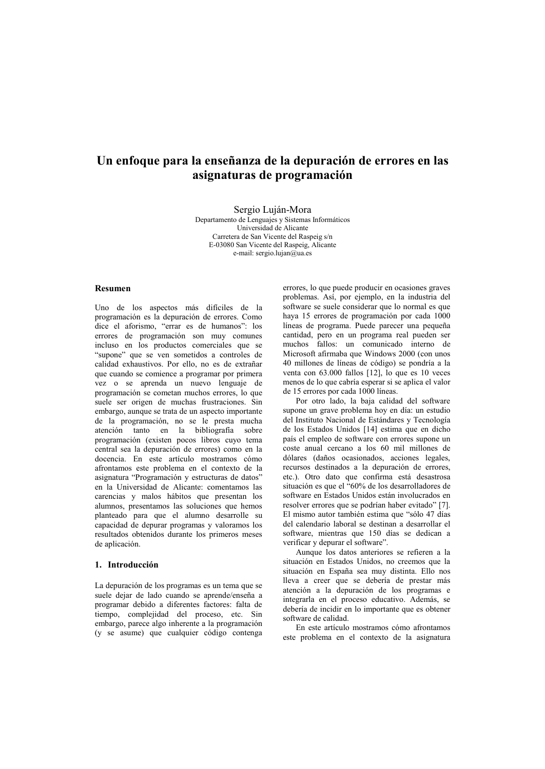# Un enfoque para la enseñanza de la depuración de errores en las asignaturas de programación

Sergio Luján-Mora
Departamento de Lenguajes y Sistemas Informáticos
Universidad de Alicante
Carretera de San Vicente del Raspeig s/n
E-03080 San Vicente del Raspeig, Alicante
e-mail: sergio.lujan@ua.es

## Resumen

Uno de los aspectos más difíciles de la programación es la depuración de errores. Como dice el aforismo, "errar es de humanos": los errores de programación son muy comunes incluso en los productos comerciales que se "supone" que se ven sometidos a controles de calidad exhaustivos. Por ello, no es de extrañar que cuando se comience a programar por primera vez o se aprenda un nuevo lenguaje de programación se cometan muchos errores, lo que suele ser origen de muchas frustraciones. Sin embargo, aunque se trata de un aspecto importante de la programación, no se le presta mucha atención tanto en la bibliografía sobre programación (existen pocos libros cuyo tema central sea la depuración de errores) como en la docencia. En este artículo mostramos cómo afrontamos este problema en el contexto de la asignatura "Programación y estructuras de datos" en la Universidad de Alicante: comentamos las carencias y malos hábitos que presentan los alumnos, presentamos las soluciones que hemos planteado para que el alumno desarrolle su capacidad de depurar programas y valoramos los resultados obtenidos durante los primeros meses de aplicación.

## 1. Introducción

La depuración de los programas es un tema que se suele dejar de lado cuando se aprende/enseña a programar debido a diferentes factores: falta de tiempo, complejidad del proceso, etc. Sin embargo, parece algo inherente a la programación (y se asume) que cualquier código contenga errores, lo que puede producir en ocasiones graves problemas. Así, por ejemplo, en la industria del software se suele considerar que lo normal es que haya 15 errores de programación por cada 1000 líneas de programa. Puede parecer una pequeña cantidad, pero en un programa real pueden ser muchos fallos: un comunicado interno de Microsoft afirmaba que Windows 2000 (con unos 40 millones de líneas de código) se pondría a la venta con 63.000 fallos [12], lo que es 10 veces menos de lo que cabría esperar si se aplica el valor de 15 errores por cada 1000 líneas.

Por otro lado, la baja calidad del software supone un grave problema hoy en día: un estudio del Instituto Nacional de Estándares y Tecnología de los Estados Unidos [14] estima que en dicho país el empleo de software con errores supone un coste anual cercano a los 60 mil millones de dólares (daños ocasionados, acciones legales, recursos destinados a la depuración de errores, etc.). Otro dato que confirma está desastrosa situación es que el "60% de los desarrolladores de software en Estados Unidos están involucrados en resolver errores que se podrían haber evitado" [7]. El mismo autor también estima que "sólo 47 días del calendario laboral se destinan a desarrollar el software, mientras que 150 días se dedican a verificar y depurar el software".

Aunque los datos anteriores se refieren a la situación en Estados Unidos, no creemos que la situación en España sea muy distinta. Ello nos lleva a creer que se debería de prestar más atención a la depuración de los programas e integrarla en el proceso educativo. Además, se debería de incidir en lo importante que es obtener software de calidad.

En este artículo mostramos cómo afrontamos este problema en el contexto de la asignatura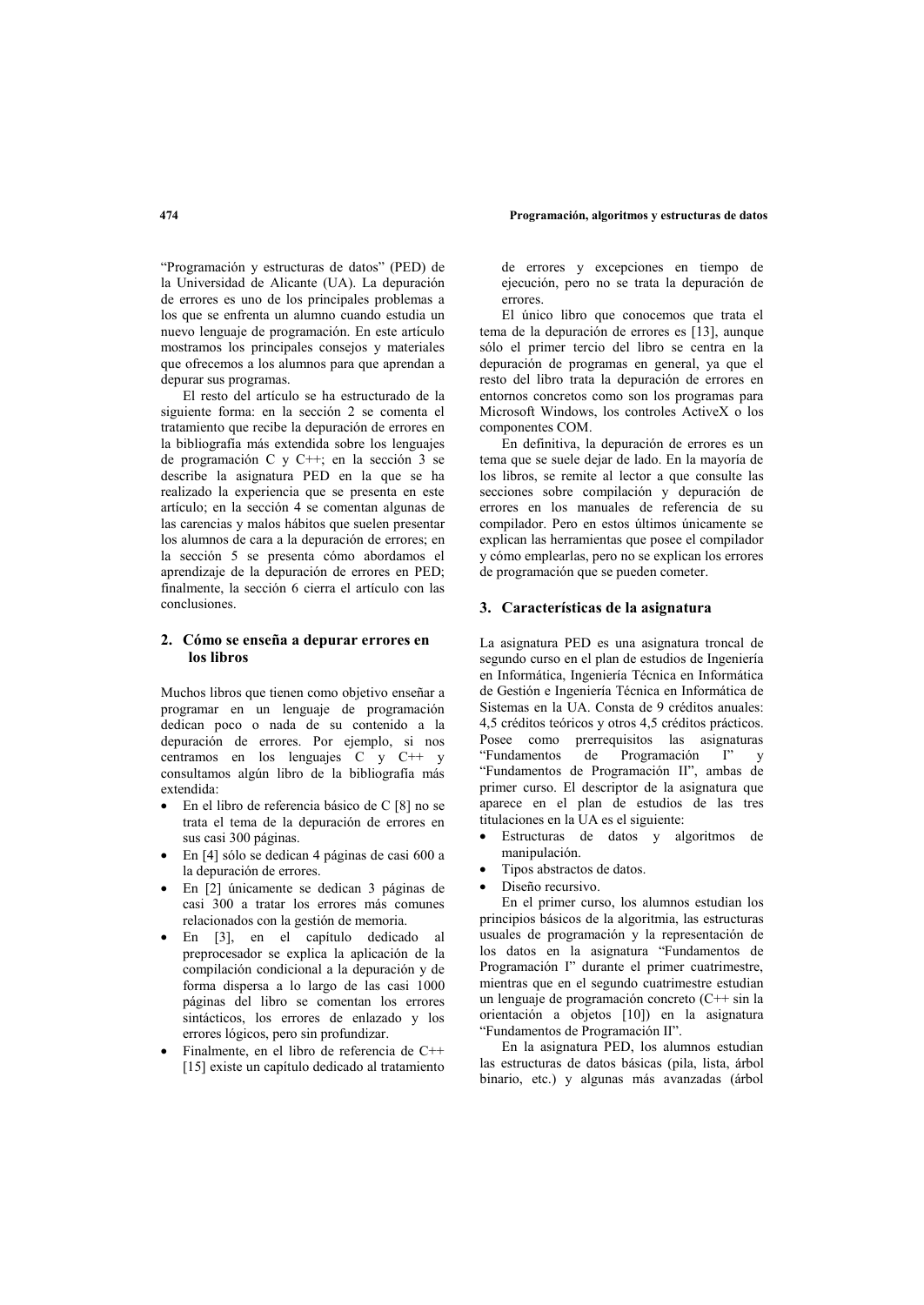"Programación y estructuras de datos" (PED) de la Universidad de Alicante (UA). La depuración de errores es uno de los principales problemas a los que se enfrenta un alumno cuando estudia un nuevo lenguaje de programación. En este artículo mostramos los principales consejos y materiales que ofrecemos a los alumnos para que aprendan a depurar sus programas.

El resto del artículo se ha estructurado de la siguiente forma: en la sección 2 se comenta el tratamiento que recibe la depuración de errores en la bibliografía más extendida sobre los lenguajes de programación C y C++; en la sección 3 se describe la asignatura PED en la que se ha realizado la experiencia que se presenta en este artículo; en la sección 4 se comentan algunas de las carencias y malos hábitos que suelen presentar los alumnos de cara a la depuración de errores; en la sección 5 se presenta cómo abordamos el aprendizaje de la depuración de errores en PED; finalmente, la sección 6 cierra el artículo con las conclusiones.

## 2. Cómo se enseña a depurar errores en los libros

Muchos libros que tienen como objetivo enseñar a programar en un lenguaje de programación dedican poco o nada de su contenido a la depuración de errores. Por ejemplo, si nos centramos en los lenguajes C y C++ y consultamos algún libro de la bibliografía más extendida:

- En el libro de referencia básico de C [8] no se trata el tema de la depuración de errores en sus casi 300 páginas.
- En [4] sólo se dedican 4 páginas de casi 600 a la depuración de errores.
- En [2] únicamente se dedican 3 páginas de casi 300 a tratar los errores más comunes relacionados con la gestión de memoria.
- En [3], en el capítulo dedicado al preprocesador se explica la aplicación de la compilación condicional a la depuración y de forma dispersa a lo largo de las casi 1000 páginas del libro se comentan los errores sintácticos, los errores de enlazado y los errores lógicos, pero sin profundizar.
- Finalmente, en el libro de referencia de C++ [15] existe un capítulo dedicado al tratamiento de errores y excepciones en tiempo de ejecución, pero no se trata la depuración de errores.

El único libro que conocemos que trata el tema de la depuración de errores es [13], aunque sólo el primer tercio del libro se centra en la depuración de programas en general, ya que el resto del libro trata la depuración de errores en entornos concretos como son los programas para Microsoft Windows, los controles ActiveX o los componentes COM.

En definitiva, la depuración de errores es un tema que se suele dejar de lado. En la mayoría de los libros, se remite al lector a que consulte las secciones sobre compilación y depuración de errores en los manuales de referencia de su compilador. Pero en estos últimos únicamente se explican las herramientas que posee el compilador y cómo emplearlas, pero no se explican los errores de programación que se pueden cometer.

## 3. Características de la asignatura

La asignatura PED es una asignatura troncal de segundo curso en el plan de estudios de Ingeniería en Informática, Ingeniería Técnica en Informática de Gestión e Ingeniería Técnica en Informática de Sistemas en la UA. Consta de 9 créditos anuales: 4,5 créditos teóricos y otros 4,5 créditos prácticos. Posee como prerrequisitos las asignaturas "Fundamentos de Programación I" y "Fundamentos de Programación II", ambas de primer curso. El descriptor de la asignatura que aparece en el plan de estudios de las tres titulaciones en la UA es el siguiente:

- Estructuras de datos y algoritmos de manipulación.
- Tipos abstractos de datos.
- Diseño recursivo.

En el primer curso, los alumnos estudian los principios básicos de la algoritmia, las estructuras usuales de programación y la representación de los datos en la asignatura "Fundamentos de Programación I" durante el primer cuatrimestre, mientras que en el segundo cuatrimestre estudian un lenguaje de programación concreto (C++ sin la orientación a objetos [10]) en la asignatura "Fundamentos de Programación II".

En la asignatura PED, los alumnos estudian las estructuras de datos básicas (pila, lista, árbol binario, etc.) y algunas más avanzadas (árbol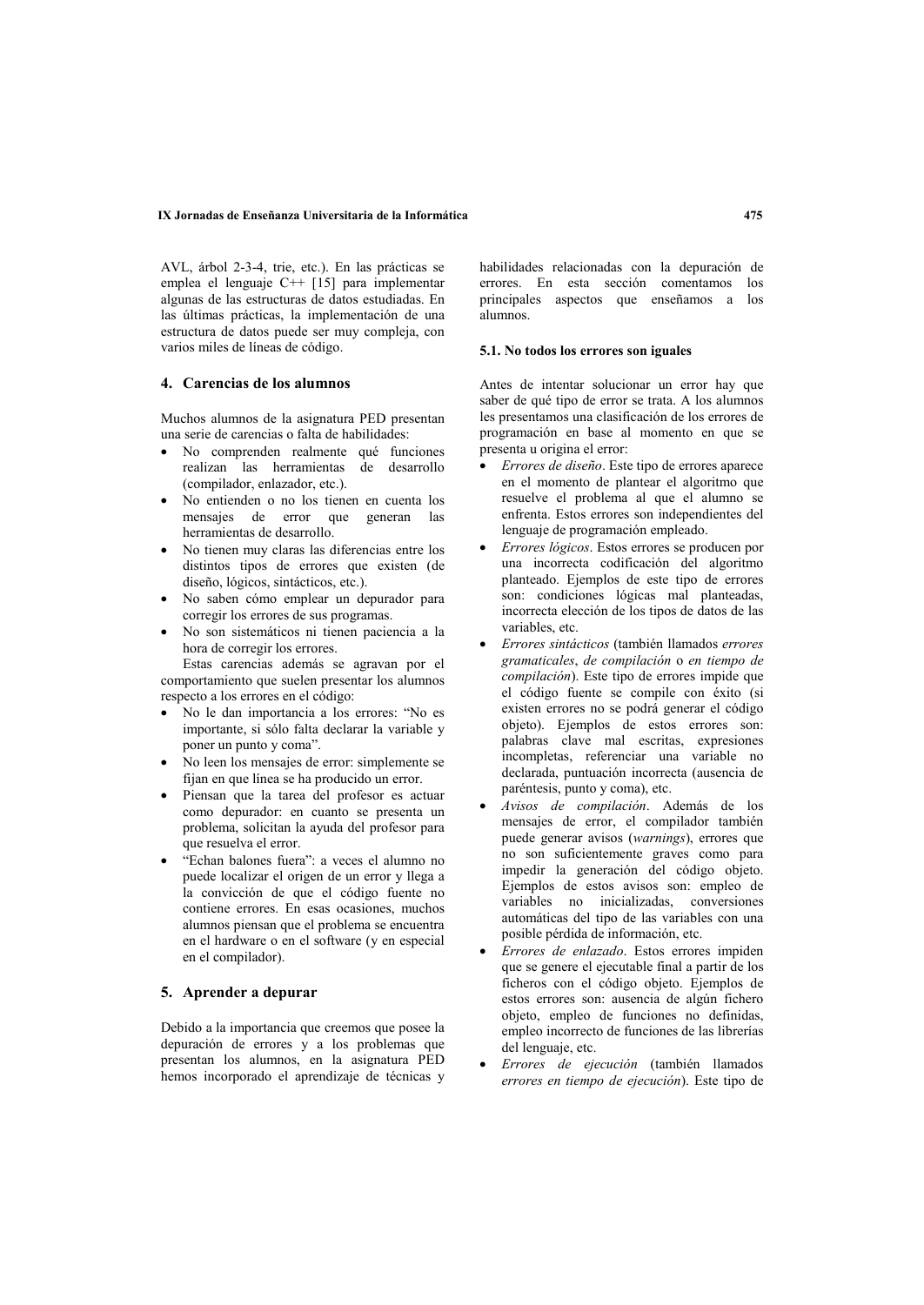AVL, árbol 2-3-4, trie, etc.). En las prácticas se emplea el lenguaje C++ [15] para implementar algunas de las estructuras de datos estudiadas. En las últimas prácticas, la implementación de una estructura de datos puede ser muy compleja, con varios miles de líneas de código.

## 4. Carencias de los alumnos

Muchos alumnos de la asignatura PED presentan una serie de carencias o falta de habilidades:

- No comprenden realmente qué funciones realizan las herramientas de desarrollo (compilador, enlazador, etc.).
- No entienden o no los tienen en cuenta los mensajes de error que generan las herramientas de desarrollo.
- No tienen muy claras las diferencias entre los distintos tipos de errores que existen (de diseño, lógicos, sintácticos, etc.).
- No saben cómo emplear un depurador para corregir los errores de sus programas.
- No son sistemáticos ni tienen paciencia a la hora de corregir los errores.

Estas carencias además se agravan por el comportamiento que suelen presentar los alumnos respecto a los errores en el código:

- No le dan importancia a los errores: "No es importante, si sólo falta declarar la variable y poner un punto y coma".
- No leen los mensajes de error: simplemente se fijan en que línea se ha producido un error.
- Piensan que la tarea del profesor es actuar como depurador: en cuanto se presenta un problema, solicitan la ayuda del profesor para que resuelva el error.
- "Echan balones fuera": a veces el alumno no puede localizar el origen de un error y llega a la convicción de que el código fuente no contiene errores. En esas ocasiones, muchos alumnos piensan que el problema se encuentra en el hardware o en el software (y en especial en el compilador).

## 5. Aprender a depurar

Debido a la importancia que creemos que posee la depuración de errores y a los problemas que presentan los alumnos, en la asignatura PED hemos incorporado el aprendizaje de técnicas y habilidades relacionadas con la depuración de errores. En esta sección comentamos los principales aspectos que enseñamos a los alumnos.

### 5.1. No todos los errores son iguales

Antes de intentar solucionar un error hay que saber de qué tipo de error se trata. A los alumnos les presentamos una clasificación de los errores de programación en base al momento en que se presenta u origina el error:

- *Errores de diseño*. Este tipo de errores aparece en el momento de plantear el algoritmo que resuelve el problema al que el alumno se enfrenta. Estos errores son independientes del lenguaje de programación empleado.
- *Errores lógicos*. Estos errores se producen por una incorrecta codificación del algoritmo planteado. Ejemplos de este tipo de errores son: condiciones lógicas mal planteadas, incorrecta elección de los tipos de datos de las variables, etc.
- *Errores sintácticos* (también llamados *errores gramaticales*, *de compilación* o *en tiempo de compilación*). Este tipo de errores impide que el código fuente se compile con éxito (si existen errores no se podrá generar el código objeto). Ejemplos de estos errores son: palabras clave mal escritas, expresiones incompletas, referenciar una variable no declarada, puntuación incorrecta (ausencia de paréntesis, punto y coma), etc.
- *Avisos de compilación*. Además de los mensajes de error, el compilador también puede generar avisos (*warnings*), errores que no son suficientemente graves como para impedir la generación del código objeto. Ejemplos de estos avisos son: empleo de variables no inicializadas, conversiones automáticas del tipo de las variables con una posible pérdida de información, etc.
- *Errores de enlazado*. Estos errores impiden que se genere el ejecutable final a partir de los ficheros con el código objeto. Ejemplos de estos errores son: ausencia de algún fichero objeto, empleo de funciones no definidas, empleo incorrecto de funciones de las librerías del lenguaje, etc.
- *Errores de ejecución* (también llamados *errores en tiempo de ejecución*). Este tipo de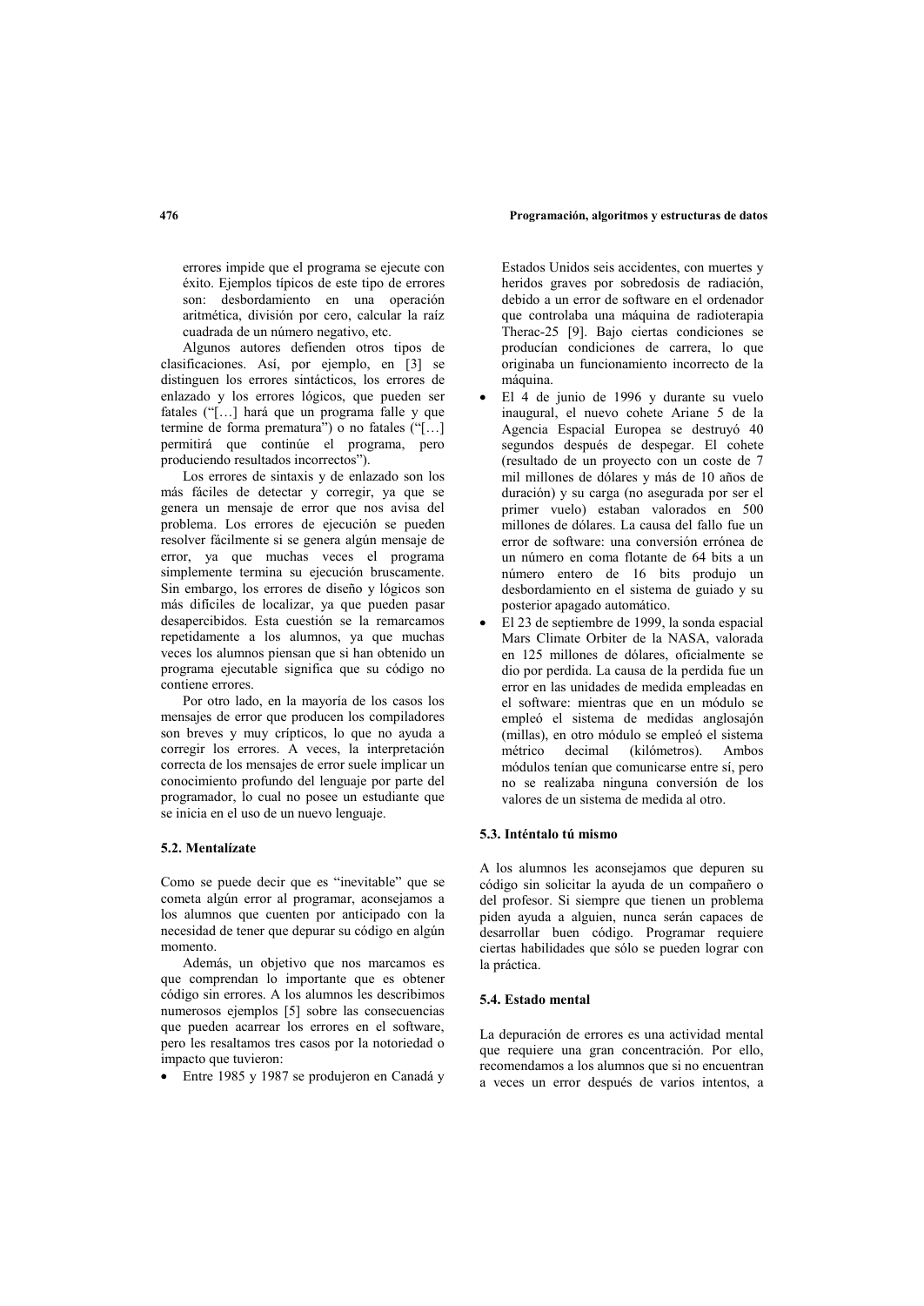errores impide que el programa se ejecute con éxito. Ejemplos típicos de este tipo de errores son: desbordamiento en una operación aritmética, división por cero, calcular la raíz cuadrada de un número negativo, etc.

Algunos autores defienden otros tipos de clasificaciones. Así, por ejemplo, en [3] se distinguen los errores sintácticos, los errores de enlazado y los errores lógicos, que pueden ser fatales ("[…] hará que un programa falle y que termine de forma prematura") o no fatales ("[…] permitirá que continúe el programa, pero produciendo resultados incorrectos").

Los errores de sintaxis y de enlazado son los más fáciles de detectar y corregir, ya que se genera un mensaje de error que nos avisa del problema. Los errores de ejecución se pueden resolver fácilmente si se genera algún mensaje de error, ya que muchas veces el programa simplemente termina su ejecución bruscamente. Sin embargo, los errores de diseño y lógicos son más difíciles de localizar, ya que pueden pasar desapercibidos. Esta cuestión se la remarcamos repetidamente a los alumnos, ya que muchas veces los alumnos piensan que si han obtenido un programa ejecutable significa que su código no contiene errores.

Por otro lado, en la mayoría de los casos los mensajes de error que producen los compiladores son breves y muy crípticos, lo que no ayuda a corregir los errores. A veces, la interpretación correcta de los mensajes de error suele implicar un conocimiento profundo del lenguaje por parte del programador, lo cual no posee un estudiante que se inicia en el uso de un nuevo lenguaje.

### 5.2. Mentalízate

Como se puede decir que es "inevitable" que se cometa algún error al programar, aconsejamos a los alumnos que cuenten por anticipado con la necesidad de tener que depurar su código en algún momento.

Además, un objetivo que nos marcamos es que comprendan lo importante que es obtener código sin errores. A los alumnos les describimos numerosos ejemplos [5] sobre las consecuencias que pueden acarrear los errores en el software, pero les resaltamos tres casos por la notoriedad o impacto que tuvieron:

- Entre 1985 y 1987 se produjeron en Canadá y Estados Unidos seis accidentes, con muertes y heridos graves por sobredosis de radiación, debido a un error de software en el ordenador que controlaba una máquina de radioterapia Therac-25 [9]. Bajo ciertas condiciones se producían condiciones de carrera, lo que originaba un funcionamiento incorrecto de la máquina.
- El 4 de junio de 1996 y durante su vuelo inaugural, el nuevo cohete Ariane 5 de la Agencia Espacial Europea se destruyó 40 segundos después de despegar. El cohete (resultado de un proyecto con un coste de 7 mil millones de dólares y más de 10 años de duración) y su carga (no asegurada por ser el primer vuelo) estaban valorados en 500 millones de dólares. La causa del fallo fue un error de software: una conversión errónea de un número en coma flotante de 64 bits a un número entero de 16 bits produjo un desbordamiento en el sistema de guiado y su posterior apagado automático.
- El 23 de septiembre de 1999, la sonda espacial Mars Climate Orbiter de la NASA, valorada en 125 millones de dólares, oficialmente se dio por perdida. La causa de la perdida fue un error en las unidades de medida empleadas en el software: mientras que en un módulo se empleó el sistema de medidas anglosajón (millas), en otro módulo se empleó el sistema métrico decimal (kilómetros). Ambos módulos tenían que comunicarse entre sí, pero no se realizaba ninguna conversión de los valores de un sistema de medida al otro.

### 5.3. Inténtalo tú mismo

A los alumnos les aconsejamos que depuren su código sin solicitar la ayuda de un compañero o del profesor. Si siempre que tienen un problema piden ayuda a alguien, nunca serán capaces de desarrollar buen código. Programar requiere ciertas habilidades que sólo se pueden lograr con la práctica.

### 5.4. Estado mental

La depuración de errores es una actividad mental que requiere una gran concentración. Por ello, recomendamos a los alumnos que si no encuentran a veces un error después de varios intentos, a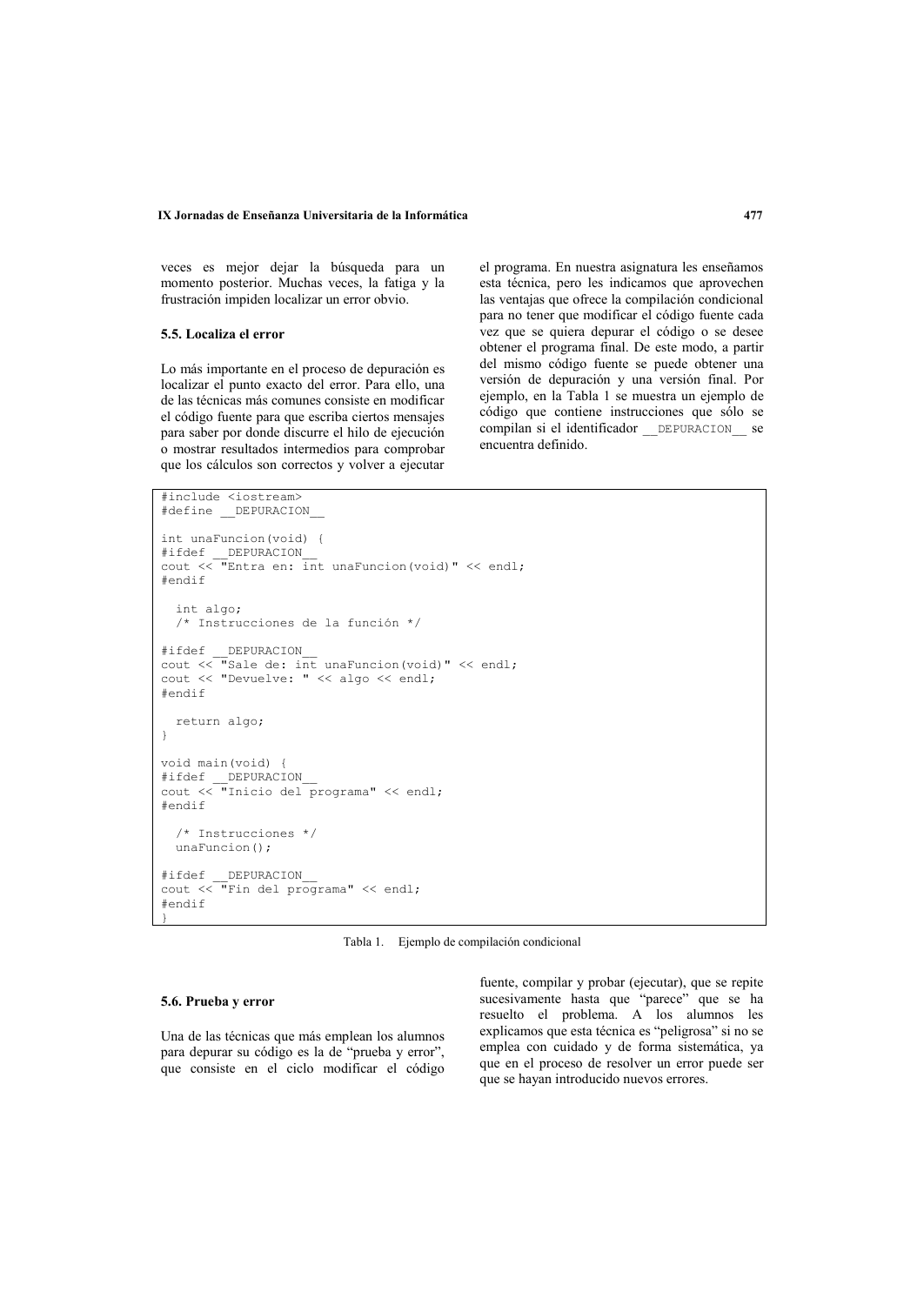veces es mejor dejar la búsqueda para un momento posterior. Muchas veces, la fatiga y la frustración impiden localizar un error obvio.

### 5.5. Localiza el error

Lo más importante en el proceso de depuración es localizar el punto exacto del error. Para ello, una de las técnicas más comunes consiste en modificar el código fuente para que escriba ciertos mensajes para saber por donde discurre el hilo de ejecución o mostrar resultados intermedios para comprobar que los cálculos son correctos y volver a ejecutar el programa. En nuestra asignatura les enseñamos esta técnica, pero les indicamos que aprovechen las ventajas que ofrece la compilación condicional para no tener que modificar el código fuente cada vez que se quiera depurar el código o se desee obtener el programa final. De este modo, a partir del mismo código fuente se puede obtener una versión de depuración y una versión final. Por ejemplo, en la Tabla 1 se muestra un ejemplo de código que contiene instrucciones que sólo se compilan si el identificador `__DEPURACION__` se encuentra definido.

```
#include <iostream>
#define __DEPURACION__

int unaFuncion(void) {
#ifdef __DEPURACION__
cout << "Entra en: int unaFuncion(void)" << endl;
#endif

  int algo;
  /* Instrucciones de la función */

#ifdef __DEPURACION__
cout << "Sale de: int unaFuncion(void)" << endl;
cout << "Devuelve: " << algo << endl;
#endif

  return algo;
}

void main(void) {
#ifdef __DEPURACION__
cout << "Inicio del programa" << endl;
#endif

  /* Instrucciones */
  unaFuncion();

#ifdef __DEPURACION__
cout << "Fin del programa" << endl;
#endif
}
```

Tabla 1. Ejemplo de compilación condicional

### 5.6. Prueba y error

Una de las técnicas que más emplean los alumnos para depurar su código es la de "prueba y error", que consiste en el ciclo modificar el código fuente, compilar y probar (ejecutar), que se repite sucesivamente hasta que "parece" que se ha resuelto el problema. A los alumnos les explicamos que esta técnica es "peligrosa" si no se emplea con cuidado y de forma sistemática, ya que en el proceso de resolver un error puede ser que se hayan introducido nuevos errores.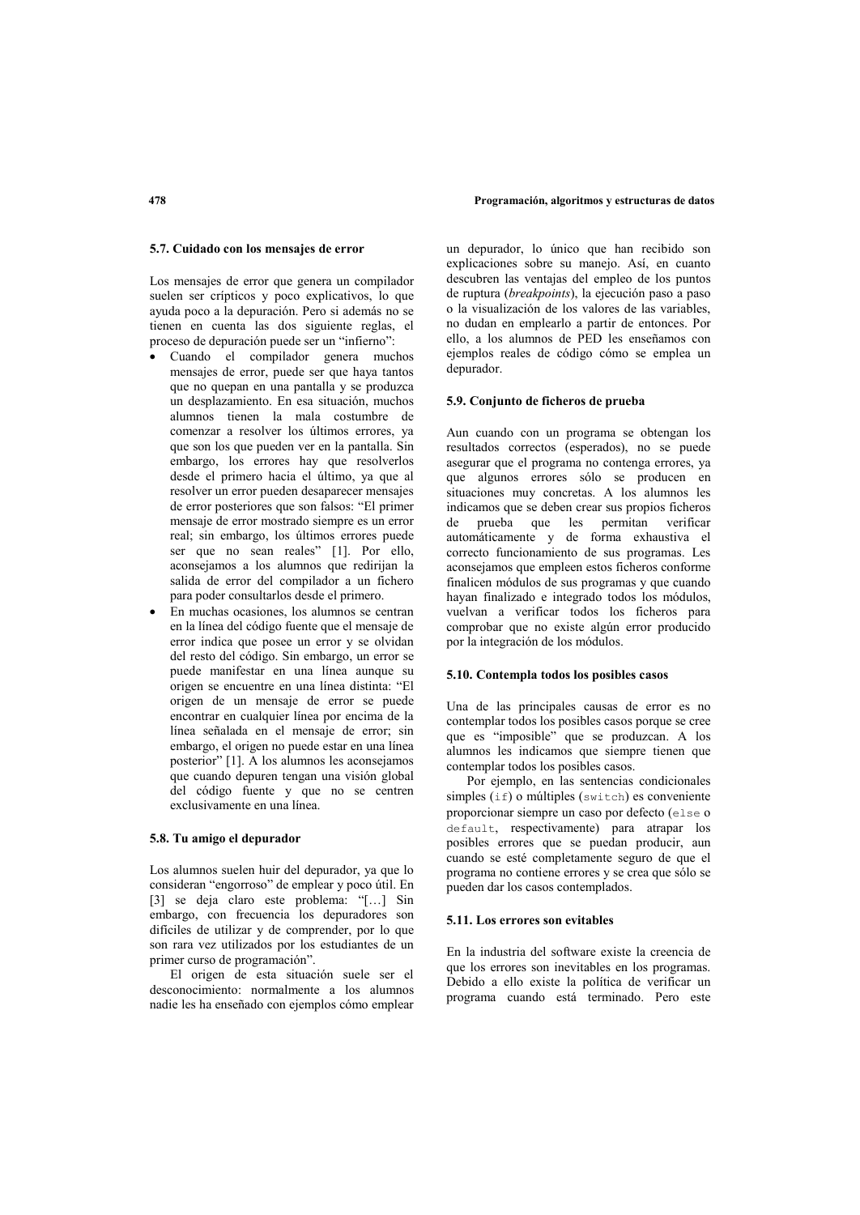### 5.7. Cuidado con los mensajes de error

Los mensajes de error que genera un compilador suelen ser crípticos y poco explicativos, lo que ayuda poco a la depuración. Pero si además no se tienen en cuenta las dos siguiente reglas, el proceso de depuración puede ser un "infierno":

- Cuando el compilador genera muchos mensajes de error, puede ser que haya tantos que no quepan en una pantalla y se produzca un desplazamiento. En esa situación, muchos alumnos tienen la mala costumbre de comenzar a resolver los últimos errores, ya que son los que pueden ver en la pantalla. Sin embargo, los errores hay que resolverlos desde el primero hacia el último, ya que al resolver un error pueden desaparecer mensajes de error posteriores que son falsos: "El primer mensaje de error mostrado siempre es un error real; sin embargo, los últimos errores puede ser que no sean reales" [1]. Por ello, aconsejamos a los alumnos que redirijan la salida de error del compilador a un fichero para poder consultarlos desde el primero.
- En muchas ocasiones, los alumnos se centran en la línea del código fuente que el mensaje de error indica que posee un error y se olvidan del resto del código. Sin embargo, un error se puede manifestar en una línea aunque su origen se encuentre en una línea distinta: "El origen de un mensaje de error se puede encontrar en cualquier línea por encima de la línea señalada en el mensaje de error; sin embargo, el origen no puede estar en una línea posterior" [1]. A los alumnos les aconsejamos que cuando depuren tengan una visión global del código fuente y que no se centren exclusivamente en una línea.

### 5.8. Tu amigo el depurador

Los alumnos suelen huir del depurador, ya que lo consideran "engorroso" de emplear y poco útil. En [3] se deja claro este problema: "[…] Sin embargo, con frecuencia los depuradores son difíciles de utilizar y de comprender, por lo que son rara vez utilizados por los estudiantes de un primer curso de programación".

El origen de esta situación suele ser el desconocimiento: normalmente a los alumnos nadie les ha enseñado con ejemplos cómo emplear un depurador, lo único que han recibido son explicaciones sobre su manejo. Así, en cuanto descubren las ventajas del empleo de los puntos de ruptura (*breakpoints*), la ejecución paso a paso o la visualización de los valores de las variables, no dudan en emplearlo a partir de entonces. Por ello, a los alumnos de PED les enseñamos con ejemplos reales de código cómo se emplea un depurador.

### 5.9. Conjunto de ficheros de prueba

Aun cuando con un programa se obtengan los resultados correctos (esperados), no se puede asegurar que el programa no contenga errores, ya que algunos errores sólo se producen en situaciones muy concretas. A los alumnos les indicamos que se deben crear sus propios ficheros de prueba que les permitan verificar automáticamente y de forma exhaustiva el correcto funcionamiento de sus programas. Les aconsejamos que empleen estos ficheros conforme finalicen módulos de sus programas y que cuando hayan finalizado e integrado todos los módulos, vuelvan a verificar todos los ficheros para comprobar que no existe algún error producido por la integración de los módulos.

### 5.10. Contempla todos los posibles casos

Una de las principales causas de error es no contemplar todos los posibles casos porque se cree que es "imposible" que se produzcan. A los alumnos les indicamos que siempre tienen que contemplar todos los posibles casos.

Por ejemplo, en las sentencias condicionales simples (`if`) o múltiples (`switch`) es conveniente proporcionar siempre un caso por defecto (`else` o `default`, respectivamente) para atrapar los posibles errores que se puedan producir, aun cuando se esté completamente seguro de que el programa no contiene errores y se crea que sólo se pueden dar los casos contemplados.

### 5.11. Los errores son evitables

En la industria del software existe la creencia de que los errores son inevitables en los programas. Debido a ello existe la política de verificar un programa cuando está terminado. Pero este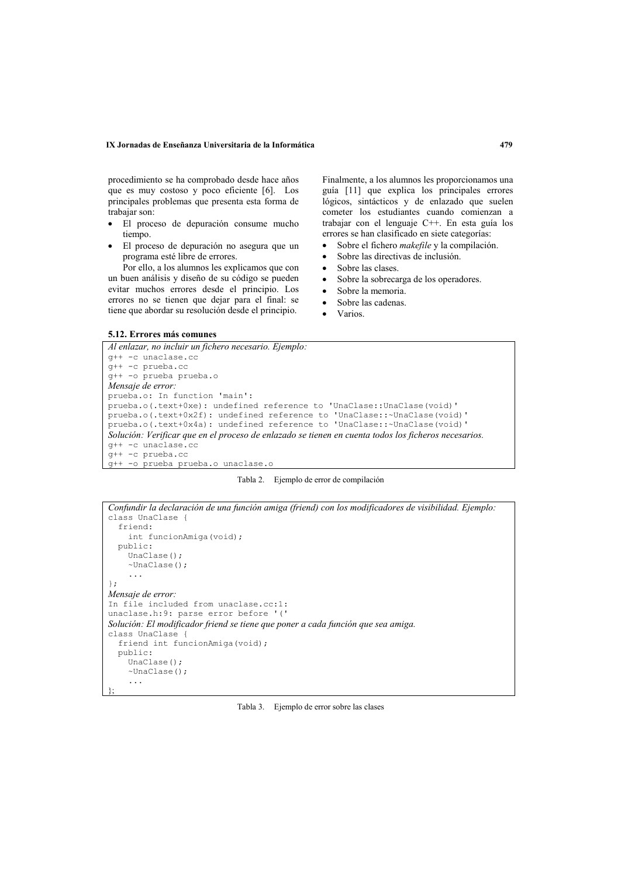procedimiento se ha comprobado desde hace años que es muy costoso y poco eficiente [6]. Los principales problemas que presenta esta forma de trabajar son:

- El proceso de depuración consume mucho tiempo.
- El proceso de depuración no asegura que un programa esté libre de errores.

Por ello, a los alumnos les explicamos que con un buen análisis y diseño de su código se pueden evitar muchos errores desde el principio. Los errores no se tienen que dejar para el final: se tiene que abordar su resolución desde el principio.

Finalmente, a los alumnos les proporcionamos una guía [11] que explica los principales errores lógicos, sintácticos y de enlazado que suelen cometer los estudiantes cuando comienzan a trabajar con el lenguaje C++. En esta guía los errores se han clasificado en siete categorías:

- Sobre el fichero *makefile* y la compilación.
- Sobre las directivas de inclusión.
- Sobre las clases.
- Sobre la sobrecarga de los operadores.
- Sobre la memoria.
- Sobre las cadenas.
- Varios.

### 5.12. Errores más comunes

*Al enlazar, no incluir un fichero necesario. Ejemplo:*

```
g++ -c unaclase.cc
g++ -c prueba.cc
g++ -o prueba prueba.o
```

*Mensaje de error:*

```
prueba.o: In function 'main':
prueba.o(.text+0xe): undefined reference to 'UnaClase::UnaClase(void)'
prueba.o(.text+0x2f): undefined reference to 'UnaClase::~UnaClase(void)'
prueba.o(.text+0x4a): undefined reference to 'UnaClase::~UnaClase(void)'
```

*Solución: Verificar que en el proceso de enlazado se tienen en cuenta todos los ficheros necesarios.*

```
g++ -c unaclase.cc
g++ -c prueba.cc
g++ -o prueba prueba.o unaclase.o
```

Tabla 2. Ejemplo de error de compilación

*Confundir la declaración de una función amiga (friend) con los modificadores de visibilidad. Ejemplo:*

```
class UnaClase {
  friend:
    int funcionAmiga(void);
  public:
    UnaClase();
    ~UnaClase();
    ...
};
```

*Mensaje de error:*

```
In file included from unaclase.cc:1:
unaclase.h:9: parse error before '('
```

*Solución: El modificador friend se tiene que poner a cada función que sea amiga.*

```
class UnaClase {
  friend int funcionAmiga(void);
  public:
    UnaClase();
    ~UnaClase();
    ...
};
```

Tabla 3. Ejemplo de error sobre las clases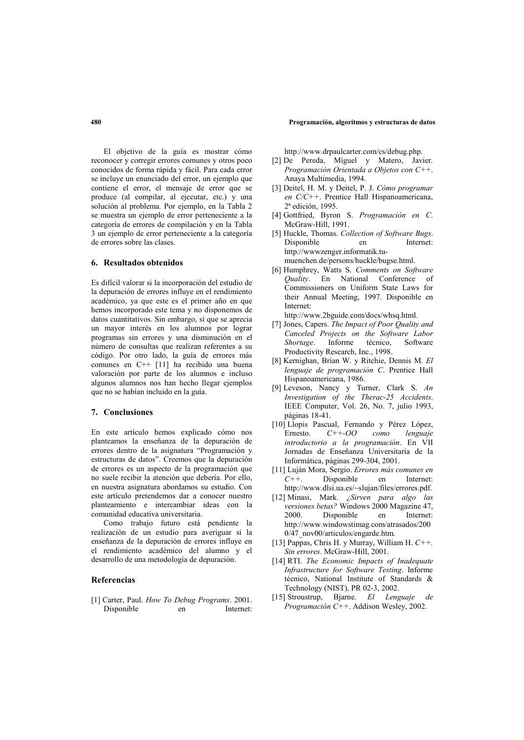El objetivo de la guía es mostrar cómo reconocer y corregir errores comunes y otros poco conocidos de forma rápida y fácil. Para cada error se incluye un enunciado del error, un ejemplo que contiene el error, el mensaje de error que se produce (al compilar, al ejecutar, etc.) y una solución al problema. Por ejemplo, en la Tabla 2 se muestra un ejemplo de error perteneciente a la categoría de errores de compilación y en la Tabla 3 un ejemplo de error perteneciente a la categoría de errores sobre las clases.

## 6. Resultados obtenidos

Es difícil valorar si la incorporación del estudio de la depuración de errores influye en el rendimiento académico, ya que este es el primer año en que hemos incorporado este tema y no disponemos de datos cuantitativos. Sin embargo, sí que se aprecia un mayor interés en los alumnos por lograr programas sin errores y una disminución en el número de consultas que realizan referentes a su código. Por otro lado, la guía de errores más comunes en C++ [11] ha recibido una buena valoración por parte de los alumnos e incluso algunos alumnos nos han hecho llegar ejemplos que no se habían incluido en la guía.

## 7. Conclusiones

En este artículo hemos explicado cómo nos planteamos la enseñanza de la depuración de errores dentro de la asignatura "Programación y estructuras de datos". Creemos que la depuración de errores es un aspecto de la programación que no suele recibir la atención que debería. Por ello, en nuestra asignatura abordamos su estudio. Con este artículo pretendemos dar a conocer nuestro planteamiento e intercambiar ideas con la comunidad educativa universitaria.

Como trabajo futuro está pendiente la realización de un estudio para averiguar si la enseñanza de la depuración de errores influye en el rendimiento académico del alumno y el desarrollo de una metodología de depuración.

## Referencias

[1] Carter, Paul. *How To Debug Programs*. 2001. Disponible en Internet: http://www.drpaulcarter.com/cs/debug.php.

[2] De Pereda, Miguel y Matero, Javier. *Programación Orientada a Objetos con C++*. Anaya Multimedia, 1994.

[3] Deitel, H. M. y Deitel, P. J. *Cómo programar en C/C++*. Prentice Hall Hispanoamericana, 2ª edición, 1995.

[4] Gottfried, Byron S. *Programación en C*. McGraw-Hill, 1991.

[5] Huckle, Thomas. *Collection of Software Bugs*. Disponible en Internet: http://wwwzenger.informatik.tu-muenchen.de/persons/huckle/bugse.html.

[6] Humphrey, Watts S. *Comments on Software Quality*. En National Conference of Commissioners on Uniform State Laws for their Annual Meeting, 1997. Disponible en Internet: http://www.2bguide.com/docs/whsq.html.

[7] Jones, Capers. *The Impact of Poor Quality and Canceled Projects on the Software Labor Shortage*. Informe técnico, Software Productivity Research, Inc., 1998.

[8] Kernighan, Brian W. y Ritchie, Dennis M. *El lenguaje de programación C*. Prentice Hall Hispanoamericana, 1986.

[9] Leveson, Nancy y Turner, Clark S. *An Investigation of the Therac-25 Accidents*. IEEE Computer, Vol. 26, No. 7, julio 1993, páginas 18-41.

[10] Llopis Pascual, Fernando y Pérez López, Ernesto. *C++-OO como lenguaje introductorio a la programación*. En VII Jornadas de Enseñanza Universitaria de la Informática, páginas 299-304, 2001.

[11] Luján Mora, Sergio. *Errores más comunes en C++*. Disponible en Internet: http://www.dlsi.ua.es/~slujan/files/errores.pdf.

[12] Minasi, Mark. *¿Sirven para algo las versiones betas?* Windows 2000 Magazine 47, 2000. Disponible en Internet: http://www.windowstimag.com/atrasados/2000/47_nov00/articulos/engarde.htm.

[13] Pappas, Chris H. y Murray, William H. *C++. Sin errores*. McGraw-Hill, 2001.

[14] RTI. *The Economic Impacts of Inadequate Infrastructure for Software Testing*. Informe técnico, National Institute of Standards & Technology (NIST), PR 02-3, 2002.

[15] Stroustrup, Bjarne. *El Lenguaje de Programación C++*. Addison Wesley, 2002.